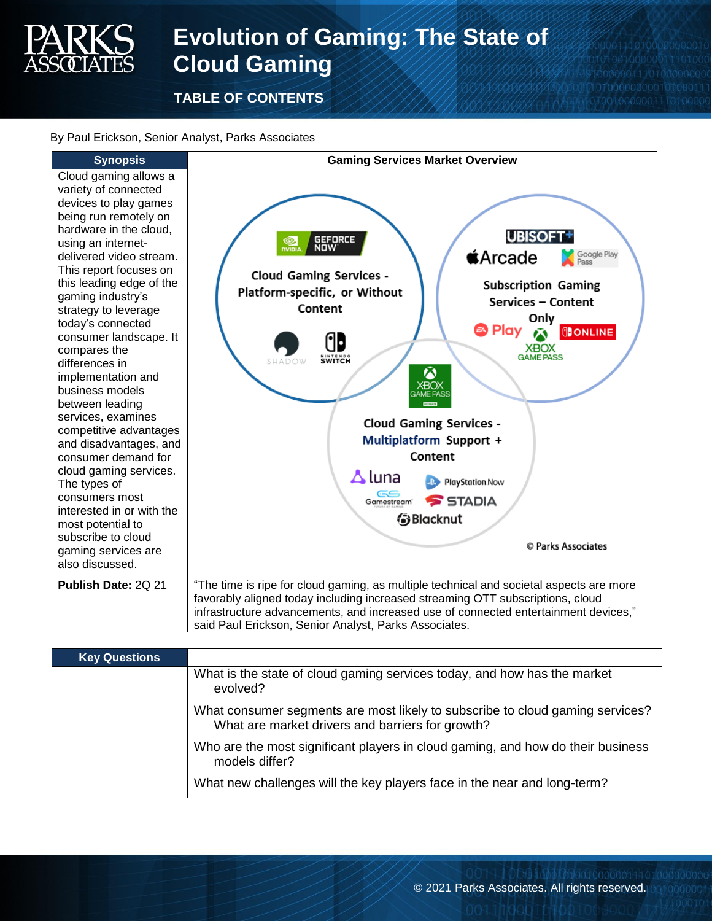# Evolution of Gaming: The State of Cloud Gaming

## TABLE OF CONTENTS

By Paul Erickson, Senior Analyst, Parks Associates

## Synopsis

Cloud gaming allows a variety of connected devices to play games being run remotely on hardware in the cloud, using an internet-delivered video stream. This report focuses on this leading edge of the gaming industry's strategy to leverage today's connected consumer landscape. It compares the differences in implementation and business models between leading services, examines competitive advantages and disadvantages, and consumer demand for cloud gaming services. The types of consumers most interested in or with the most potential to subscribe to cloud gaming services are also discussed.

**Publish Date:** 2Q 21

## Gaming Services Market Overview

**Cloud Gaming Services - Platform-specific, or Without Content:** GeForce Now (NVIDIA), Shadow, Nintendo Switch

**Subscription Gaming Services – Content Only:** Ubisoft+, Apple Arcade, Google Play Pass, EA Play, Xbox Game Pass, Nintendo Switch Online

**Cloud Gaming Services - Multiplatform Support + Content:** Xbox Game Pass (Ultimate), Luna, PlayStation Now, Gamestream, Stadia, Blacknut

© Parks Associates

"The time is ripe for cloud gaming, as multiple technical and societal aspects are more favorably aligned today including increased streaming OTT subscriptions, cloud infrastructure advancements, and increased use of connected entertainment devices," said Paul Erickson, Senior Analyst, Parks Associates.

## Key Questions

- What is the state of cloud gaming services today, and how has the market evolved?
- What consumer segments are most likely to subscribe to cloud gaming services? What are market drivers and barriers for growth?
- Who are the most significant players in cloud gaming, and how do their business models differ?
- What new challenges will the key players face in the near and long-term?

© 2021 Parks Associates. All rights reserved.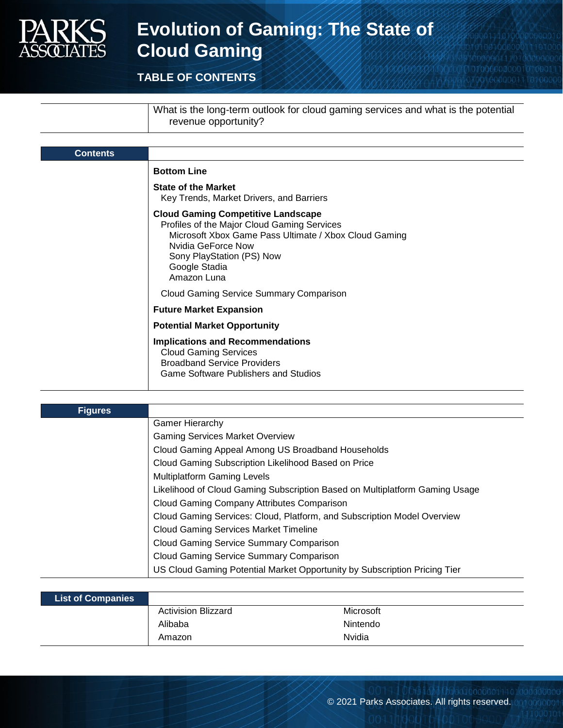# Evolution of Gaming: The State of Cloud Gaming

## TABLE OF CONTENTS

| | |
|---|---|
| | What is the long-term outlook for cloud gaming services and what is the potential revenue opportunity? |

| Contents | |
|---|---|
| | **Bottom Line** |
| | **State of the Market** |
| | Key Trends, Market Drivers, and Barriers |
| | **Cloud Gaming Competitive Landscape** |
| | Profiles of the Major Cloud Gaming Services |
| | Microsoft Xbox Game Pass Ultimate / Xbox Cloud Gaming |
| | Nvidia GeForce Now |
| | Sony PlayStation (PS) Now |
| | Google Stadia |
| | Amazon Luna |
| | Cloud Gaming Service Summary Comparison |
| | **Future Market Expansion** |
| | **Potential Market Opportunity** |
| | **Implications and Recommendations** |
| | Cloud Gaming Services |
| | Broadband Service Providers |
| | Game Software Publishers and Studios |

| Figures | |
|---|---|
| | Gamer Hierarchy |
| | Gaming Services Market Overview |
| | Cloud Gaming Appeal Among US Broadband Households |
| | Cloud Gaming Subscription Likelihood Based on Price |
| | Multiplatform Gaming Levels |
| | Likelihood of Cloud Gaming Subscription Based on Multiplatform Gaming Usage |
| | Cloud Gaming Company Attributes Comparison |
| | Cloud Gaming Services: Cloud, Platform, and Subscription Model Overview |
| | Cloud Gaming Services Market Timeline |
| | Cloud Gaming Service Summary Comparison |
| | Cloud Gaming Service Summary Comparison |
| | US Cloud Gaming Potential Market Opportunity by Subscription Pricing Tier |

| List of Companies | | |
|---|---|---|
| | Activision Blizzard | Microsoft |
| | Alibaba | Nintendo |
| | Amazon | Nvidia |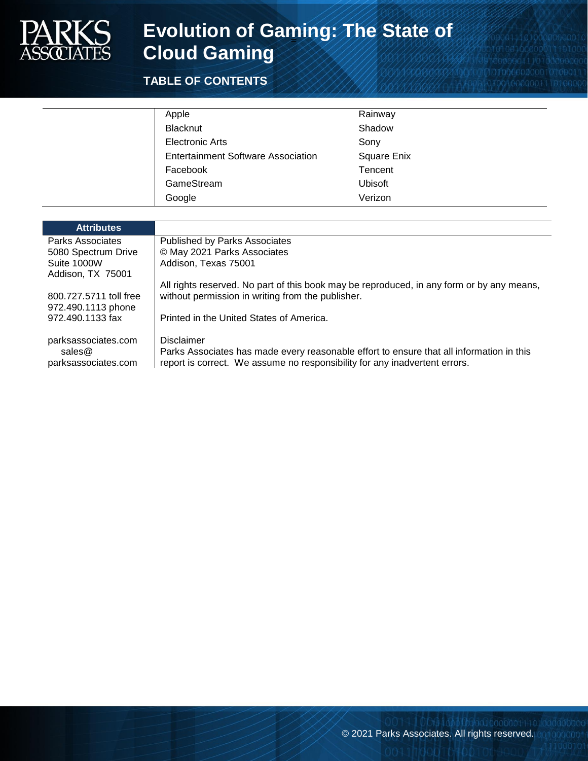# Evolution of Gaming: The State of Cloud Gaming

## TABLE OF CONTENTS

| | | |
|---|---|---|
| | Apple | Rainway |
| | Blacknut | Shadow |
| | Electronic Arts | Sony |
| | Entertainment Software Association | Square Enix |
| | Facebook | Tencent |
| | GameStream | Ubisoft |
| | Google | Verizon |

| Attributes | |
|---|---|
| Parks Associates<br>5080 Spectrum Drive<br>Suite 1000W<br>Addison, TX 75001<br><br>800.727.5711 toll free<br>972.490.1113 phone<br>972.490.1133 fax<br><br>parksassociates.com<br>sales@<br>parksassociates.com | Published by Parks Associates<br>© May 2021 Parks Associates<br>Addison, Texas 75001<br><br>All rights reserved. No part of this book may be reproduced, in any form or by any means, without permission in writing from the publisher.<br><br>Printed in the United States of America.<br><br>Disclaimer<br>Parks Associates has made every reasonable effort to ensure that all information in this report is correct. We assume no responsibility for any inadvertent errors. |